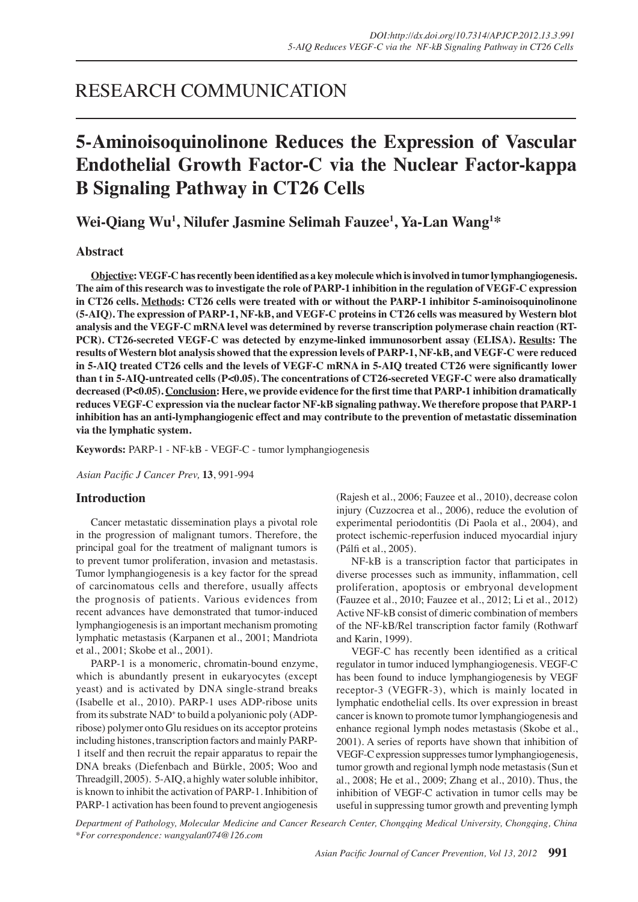RESEARCH COMMUNICATION

# 5-Aminoisoquinolinone Reduces the Expression of Vascular Endothelial Growth Factor-C via the Nuclear Factor-kappa B Signaling Pathway in CT26 Cells

**Wei-Qiang Wu[1], Nilufer Jasmine Selimah Fauzee[1], Ya-Lan Wang[1]***

## Abstract

**Objective: VEGF-C has recently been identified as a key molecule which is involved in tumor lymphangiogenesis. The aim of this research was to investigate the role of PARP-1 inhibition in the regulation of VEGF-C expression in CT26 cells. Methods: CT26 cells were treated with or without the PARP-1 inhibitor 5-aminoisoquinolinone (5-AIQ). The expression of PARP-1, NF-kB, and VEGF-C proteins in CT26 cells was measured by Western blot analysis and the VEGF-C mRNA level was determined by reverse transcription polymerase chain reaction (RT-PCR). CT26-secreted VEGF-C was detected by enzyme-linked immunosorbent assay (ELISA). Results: The results of Western blot analysis showed that the expression levels of PARP-1, NF-kB, and VEGF-C were reduced in 5-AIQ treated CT26 cells and the levels of VEGF-C mRNA in 5-AIQ treated CT26 were significantly lower than t in 5-AIQ-untreated cells (P<0.05). The concentrations of CT26-secreted VEGF-C were also dramatically decreased (P<0.05). Conclusion: Here, we provide evidence for the first time that PARP-1 inhibition dramatically reduces VEGF-C expression via the nuclear factor NF-kB signaling pathway. We therefore propose that PARP-1 inhibition has an anti-lymphangiogenic effect and may contribute to the prevention of metastatic dissemination via the lymphatic system.**

**Keywords:** PARP-1 - NF-kB - VEGF-C - tumor lymphangiogenesis

*Asian Pacific J Cancer Prev,* **13**, 991-994

## Introduction

Cancer metastatic dissemination plays a pivotal role in the progression of malignant tumors. Therefore, the principal goal for the treatment of malignant tumors is to prevent tumor proliferation, invasion and metastasis. Tumor lymphangiogenesis is a key factor for the spread of carcinomatous cells and therefore, usually affects the prognosis of patients. Various evidences from recent advances have demonstrated that tumor-induced lymphangiogenesis is an important mechanism promoting lymphatic metastasis (Karpanen et al., 2001; Mandriota et al., 2001; Skobe et al., 2001).

PARP-1 is a monomeric, chromatin-bound enzyme, which is abundantly present in eukaryocytes (except yeast) and is activated by DNA single-strand breaks (Isabelle et al., 2010). PARP-1 uses ADP-ribose units from its substrate $NAD^+$ to build a polyanionic poly (ADP-ribose) polymer onto Glu residues on its acceptor proteins including histones, transcription factors and mainly PARP-1 itself and then recruit the repair apparatus to repair the DNA breaks (Diefenbach and Bürkle, 2005; Woo and Threadgill, 2005). 5-AIQ, a highly water soluble inhibitor, is known to inhibit the activation of PARP-1. Inhibition of PARP-1 activation has been found to prevent angiogenesis (Rajesh et al., 2006; Fauzee et al., 2010), decrease colon injury (Cuzzocrea et al., 2006), reduce the evolution of experimental periodontitis (Di Paola et al., 2004), and protect ischemic-reperfusion induced myocardial injury (Pálfi et al., 2005).

NF-kB is a transcription factor that participates in diverse processes such as immunity, inflammation, cell proliferation, apoptosis or embryonal development (Fauzee et al., 2010; Fauzee et al., 2012; Li et al., 2012) Active NF-kB consist of dimeric combination of members of the NF-kB/Rel transcription factor family (Rothwarf and Karin, 1999).

VEGF-C has recently been identified as a critical regulator in tumor induced lymphangiogenesis. VEGF-C has been found to induce lymphangiogenesis by VEGF receptor-3 (VEGFR-3), which is mainly located in lymphatic endothelial cells. Its over expression in breast cancer is known to promote tumor lymphangiogenesis and enhance regional lymph nodes metastasis (Skobe et al., 2001). A series of reports have shown that inhibition of VEGF-C expression suppresses tumor lymphangiogenesis, tumor growth and regional lymph node metastasis (Sun et al., 2008; He et al., 2009; Zhang et al., 2010). Thus, the inhibition of VEGF-C activation in tumor cells may be useful in suppressing tumor growth and preventing lymph

*Department of Pathology, Molecular Medicine and Cancer Research Center, Chongqing Medical University, Chongqing, China*
*For correspondence: wangyalan074@126.com*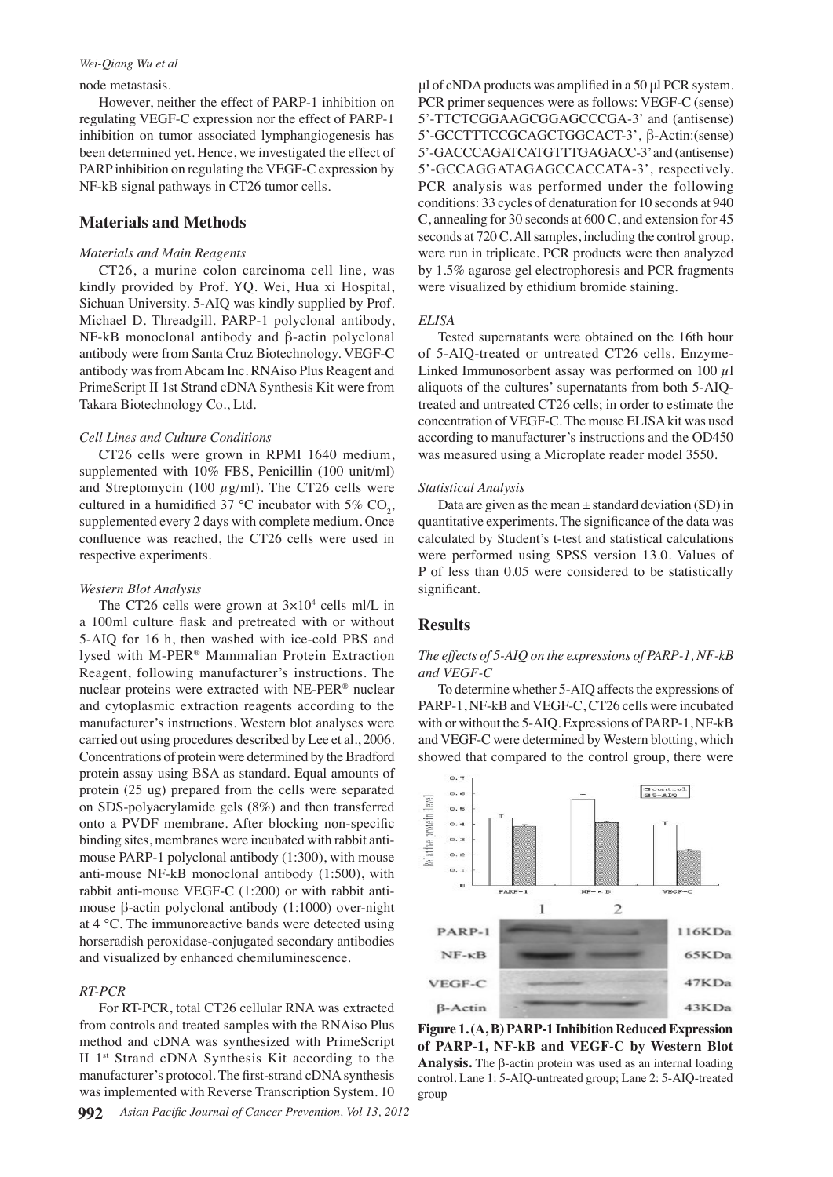node metastasis.

However, neither the effect of PARP-1 inhibition on regulating VEGF-C expression nor the effect of PARP-1 inhibition on tumor associated lymphangiogenesis has been determined yet. Hence, we investigated the effect of PARP inhibition on regulating the VEGF-C expression by NF-kB signal pathways in CT26 tumor cells.

## Materials and Methods

### *Materials and Main Reagents*

CT26, a murine colon carcinoma cell line, was kindly provided by Prof. YQ. Wei, Hua xi Hospital, Sichuan University. 5-AIQ was kindly supplied by Prof. Michael D. Threadgill. PARP-1 polyclonal antibody, NF-kB monoclonal antibody and β-actin polyclonal antibody were from Santa Cruz Biotechnology. VEGF-C antibody was from Abcam Inc. RNAiso Plus Reagent and PrimeScript II 1st Strand cDNA Synthesis Kit were from Takara Biotechnology Co., Ltd.

### *Cell Lines and Culture Conditions*

CT26 cells were grown in RPMI 1640 medium, supplemented with 10% FBS, Penicillin (100 unit/ml) and Streptomycin (100 μg/ml). The CT26 cells were cultured in a humidified 37 °C incubator with 5% $CO_2$, supplemented every 2 days with complete medium. Once confluence was reached, the CT26 cells were used in respective experiments.

### *Western Blot Analysis*

The CT26 cells were grown at $3\times10^4$ cells ml/L in a 100ml culture flask and pretreated with or without 5-AIQ for 16 h, then washed with ice-cold PBS and lysed with M-PER® Mammalian Protein Extraction Reagent, following manufacturer's instructions. The nuclear proteins were extracted with NE-PER® nuclear and cytoplasmic extraction reagents according to the manufacturer's instructions. Western blot analyses were carried out using procedures described by Lee et al., 2006. Concentrations of protein were determined by the Bradford protein assay using BSA as standard. Equal amounts of protein (25 ug) prepared from the cells were separated on SDS-polyacrylamide gels (8%) and then transferred onto a PVDF membrane. After blocking non-specific binding sites, membranes were incubated with rabbit anti-mouse PARP-1 polyclonal antibody (1:300), with mouse anti-mouse NF-kB monoclonal antibody (1:500), with rabbit anti-mouse VEGF-C (1:200) or with rabbit anti-mouse β-actin polyclonal antibody (1:1000) over-night at 4 °C. The immunoreactive bands were detected using horseradish peroxidase-conjugated secondary antibodies and visualized by enhanced chemiluminescence.

### *RT-PCR*

For RT-PCR, total CT26 cellular RNA was extracted from controls and treated samples with the RNAiso Plus method and cDNA was synthesized with PrimeScript II 1st Strand cDNA Synthesis Kit according to the manufacturer's protocol. The first-strand cDNA synthesis was implemented with Reverse Transcription System. 10 μl of cNDA products was amplified in a 50 μl PCR system. PCR primer sequences were as follows: VEGF-C (sense) 5'-TTCTCGGAAGCGGAGCCCGA-3' and (antisense) 5'-GCCTTTCCGCAGCTGGCACT-3', β-Actin:(sense) 5'-GACCCAGATCATGTTTGAGACC-3' and (antisense) 5'-GCCAGGATAGAGCCACCATA-3', respectively. PCR analysis was performed under the following conditions: 33 cycles of denaturation for 10 seconds at 940 C, annealing for 30 seconds at 600 C, and extension for 45 seconds at 720 C. All samples, including the control group, were run in triplicate. PCR products were then analyzed by 1.5% agarose gel electrophoresis and PCR fragments were visualized by ethidium bromide staining.

### *ELISA*

Tested supernatants were obtained on the 16th hour of 5-AIQ-treated or untreated CT26 cells. Enzyme-Linked Immunosorbent assay was performed on 100 μl aliquots of the cultures' supernatants from both 5-AIQ-treated and untreated CT26 cells; in order to estimate the concentration of VEGF-C. The mouse ELISA kit was used according to manufacturer's instructions and the OD450 was measured using a Microplate reader model 3550.

### *Statistical Analysis*

Data are given as the mean ± standard deviation (SD) in quantitative experiments. The significance of the data was calculated by Student's t-test and statistical calculations were performed using SPSS version 13.0. Values of P of less than 0.05 were considered to be statistically significant.

## Results

### *The effects of 5-AIQ on the expressions of PARP-1, NF-kB and VEGF-C*

To determine whether 5-AIQ affects the expressions of PARP-1, NF-kB and VEGF-C, CT26 cells were incubated with or without the 5-AIQ. Expressions of PARP-1, NF-kB and VEGF-C were determined by Western blotting, which showed that compared to the control group, there were

**Figure 1. (A, B) PARP-1 Inhibition Reduced Expression of PARP-1, NF-kB and VEGF-C by Western Blot Analysis.** The β-actin protein was used as an internal loading control. Lane 1: 5-AIQ-untreated group; Lane 2: 5-AIQ-treated group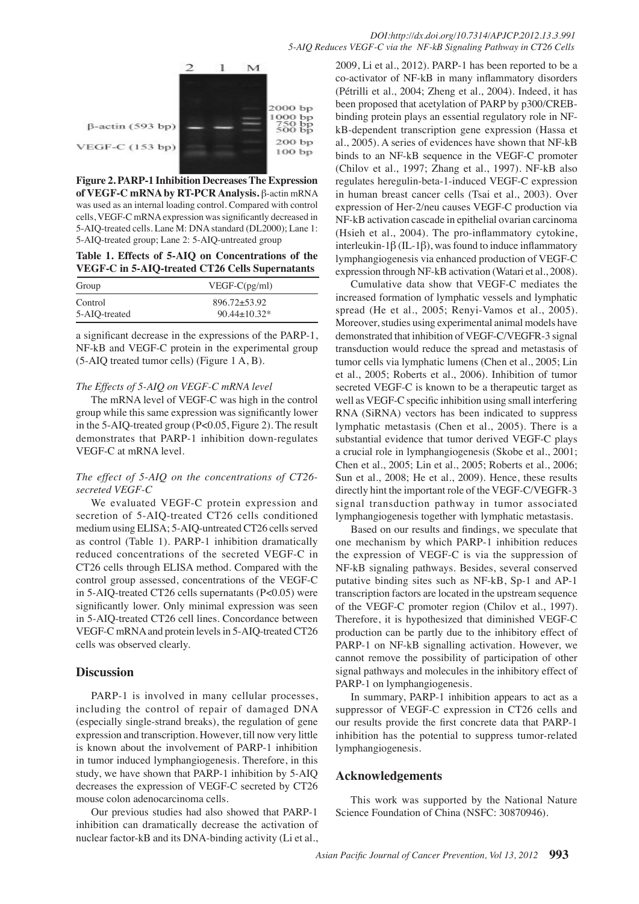**Figure 2. PARP-1 Inhibition Decreases The Expression of VEGF-C mRNA by RT-PCR Analysis.** β-actin mRNA was used as an internal loading control. Compared with control cells, VEGF-C mRNA expression was significantly decreased in 5-AIQ-treated cells. Lane M: DNA standard (DL2000); Lane 1: 5-AIQ-treated group; Lane 2: 5-AIQ-untreated group

**Table 1. Effects of 5-AIQ on Concentrations of the VEGF-C in 5-AIQ-treated CT26 Cells Supernatants**

| Group | VEGF-C(pg/ml) |
|---|---|
| Control | 896.72±53.92 |
| 5-AIQ-treated | 90.44±10.32* |

a significant decrease in the expressions of the PARP-1, NF-kB and VEGF-C protein in the experimental group (5-AIQ treated tumor cells) (Figure 1 A, B).

*The Effects of 5-AIQ on VEGF-C mRNA level*

The mRNA level of VEGF-C was high in the control group while this same expression was significantly lower in the 5-AIQ-treated group ($P<0.05$, Figure 2). The result demonstrates that PARP-1 inhibition down-regulates VEGF-C at mRNA level.

*The effect of 5-AIQ on the concentrations of CT26-secreted VEGF-C*

We evaluated VEGF-C protein expression and secretion of 5-AIQ-treated CT26 cells conditioned medium using ELISA; 5-AIQ-untreated CT26 cells served as control (Table 1). PARP-1 inhibition dramatically reduced concentrations of the secreted VEGF-C in CT26 cells through ELISA method. Compared with the control group assessed, concentrations of the VEGF-C in 5-AIQ-treated CT26 cells supernatants ($P<0.05$) were significantly lower. Only minimal expression was seen in 5-AIQ-treated CT26 cell lines. Concordance between VEGF-C mRNA and protein levels in 5-AIQ-treated CT26 cells was observed clearly.

## Discussion

PARP-1 is involved in many cellular processes, including the control of repair of damaged DNA (especially single-strand breaks), the regulation of gene expression and transcription. However, till now very little is known about the involvement of PARP-1 inhibition in tumor induced lymphangiogenesis. Therefore, in this study, we have shown that PARP-1 inhibition by 5-AIQ decreases the expression of VEGF-C secreted by CT26 mouse colon adenocarcinoma cells.

Our previous studies had also showed that PARP-1 inhibition can dramatically decrease the activation of nuclear factor-kB and its DNA-binding activity (Li et al., 2009, Li et al., 2012). PARP-1 has been reported to be a co-activator of NF-kB in many inflammatory disorders (Pétrilli et al., 2004; Zheng et al., 2004). Indeed, it has been proposed that acetylation of PARP by p300/CREB-binding protein plays an essential regulatory role in NF-kB-dependent transcription gene expression (Hassa et al., 2005). A series of evidences have shown that NF-kB binds to an NF-kB sequence in the VEGF-C promoter (Chilov et al., 1997; Zhang et al., 1997). NF-kB also regulates heregulin-beta-1-induced VEGF-C expression in human breast cancer cells (Tsai et al., 2003). Over expression of Her-2/neu causes VEGF-C production via NF-kB activation cascade in epithelial ovarian carcinoma (Hsieh et al., 2004). The pro-inflammatory cytokine, interleukin-1β (IL-1β), was found to induce inflammatory lymphangiogenesis via enhanced production of VEGF-C expression through NF-kB activation (Watari et al., 2008).

Cumulative data show that VEGF-C mediates the increased formation of lymphatic vessels and lymphatic spread (He et al., 2005; Renyi-Vamos et al., 2005). Moreover, studies using experimental animal models have demonstrated that inhibition of VEGF-C/VEGFR-3 signal transduction would reduce the spread and metastasis of tumor cells via lymphatic lumens (Chen et al., 2005; Lin et al., 2005; Roberts et al., 2006). Inhibition of tumor secreted VEGF-C is known to be a therapeutic target as well as VEGF-C specific inhibition using small interfering RNA (SiRNA) vectors has been indicated to suppress lymphatic metastasis (Chen et al., 2005). There is a substantial evidence that tumor derived VEGF-C plays a crucial role in lymphangiogenesis (Skobe et al., 2001; Chen et al., 2005; Lin et al., 2005; Roberts et al., 2006; Sun et al., 2008; He et al., 2009). Hence, these results directly hint the important role of the VEGF-C/VEGFR-3 signal transduction pathway in tumor associated lymphangiogenesis together with lymphatic metastasis.

Based on our results and findings, we speculate that one mechanism by which PARP-1 inhibition reduces the expression of VEGF-C is via the suppression of NF-kB signaling pathways. Besides, several conserved putative binding sites such as NF-kB, Sp-1 and AP-1 transcription factors are located in the upstream sequence of the VEGF-C promoter region (Chilov et al., 1997). Therefore, it is hypothesized that diminished VEGF-C production can be partly due to the inhibitory effect of PARP-1 on NF-kB signalling activation. However, we cannot remove the possibility of participation of other signal pathways and molecules in the inhibitory effect of PARP-1 on lymphangiogenesis.

In summary, PARP-1 inhibition appears to act as a suppressor of VEGF-C expression in CT26 cells and our results provide the first concrete data that PARP-1 inhibition has the potential to suppress tumor-related lymphangiogenesis.

## Acknowledgements

This work was supported by the National Nature Science Foundation of China (NSFC: 30870946).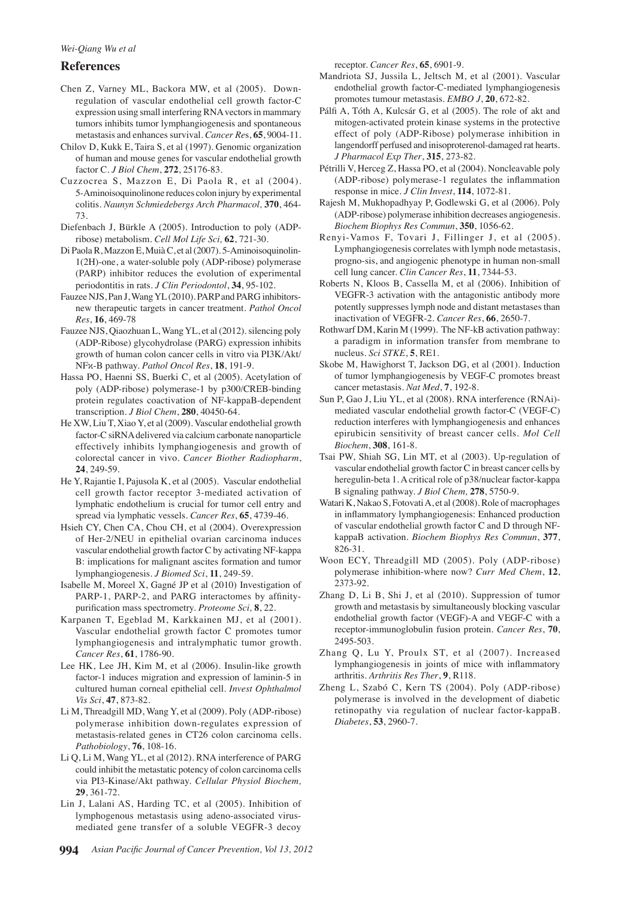## References

Chen Z, Varney ML, Backora MW, et al (2005). Down-regulation of vascular endothelial cell growth factor-C expression using small interfering RNA vectors in mammary tumors inhibits tumor lymphangiogenesis and spontaneous metastasis and enhances survival. *Cancer Res*, **65**, 9004-11.

Chilov D, Kukk E, Taira S, et al (1997). Genomic organization of human and mouse genes for vascular endothelial growth factor C. *J Biol Chem*, **272**, 25176-83.

Cuzzocrea S, Mazzon E, Di Paola R, et al (2004). 5-Aminoisoquinolinone reduces colon injury by experimental colitis. *Naunyn Schmiedebergs Arch Pharmacol,* **370**, 464-73.

Diefenbach J, Bürkle A (2005). Introduction to poly (ADP-ribose) metabolism. *Cell Mol Life Sci,* **62**, 721-30.

Di Paola R, Mazzon E, Muià C, et al (2007). 5-Aminoisoquinolin-1(2H)-one, a water-soluble poly (ADP-ribose) polymerase (PARP) inhibitor reduces the evolution of experimental periodontitis in rats. *J Clin Periodontol*, **34**, 95-102.

Fauzee NJS, Pan J, Wang YL (2010). PARP and PARG inhibitors-new therapeutic targets in cancer treatment. *Pathol Oncol Res*, **16**, 469-78

Fauzee NJS, Qiaozhuan L, Wang YL, et al (2012). silencing poly (ADP-Ribose) glycohydrolase (PARG) expression inhibits growth of human colon cancer cells in vitro via PI3K/Akt/NFκ-B pathway. *Pathol Oncol Res*, **18**, 191-9.

Hassa PO, Haenni SS, Buerki C, et al (2005). Acetylation of poly (ADP-ribose) polymerase-1 by p300/CREB-binding protein regulates coactivation of NF-kappaB-dependent transcription. *J Biol Chem*, **280**, 40450-64.

He XW, Liu T, Xiao Y, et al (2009). Vascular endothelial growth factor-C siRNA delivered via calcium carbonate nanoparticle effectively inhibits lymphangiogenesis and growth of colorectal cancer in vivo. *Cancer Biother Radiopharm*, **24**, 249-59.

He Y, Rajantie I, Pajusola K, et al (2005). Vascular endothelial cell growth factor receptor 3-mediated activation of lymphatic endothelium is crucial for tumor cell entry and spread via lymphatic vessels. *Cancer Res*, **65**, 4739-46.

Hsieh CY, Chen CA, Chou CH, et al (2004). Overexpression of Her-2/NEU in epithelial ovarian carcinoma induces vascular endothelial growth factor C by activating NF-kappa B: implications for malignant ascites formation and tumor lymphangiogenesis. *J Biomed Sci*, **11**, 249-59.

Isabelle M, Moreel X, Gagné JP et al (2010) Investigation of PARP-1, PARP-2, and PARG interactomes by affinity-purification mass spectrometry. *Proteome Sci,* **8**, 22.

Karpanen T, Egeblad M, Karkkainen MJ, et al (2001). Vascular endothelial growth factor C promotes tumor lymphangiogenesis and intralymphatic tumor growth. *Cancer Res*, **61**, 1786-90.

Lee HK, Lee JH, Kim M, et al (2006). Insulin-like growth factor-1 induces migration and expression of laminin-5 in cultured human corneal epithelial cell. *Invest Ophthalmol Vis Sci*, **47**, 873-82.

Li M, Threadgill MD, Wang Y, et al (2009). Poly (ADP-ribose) polymerase inhibition down-regulates expression of metastasis-related genes in CT26 colon carcinoma cells. *Pathobiology*, **76**, 108-16.

Li Q, Li M, Wang YL, et al (2012). RNA interference of PARG could inhibit the metastatic potency of colon carcinoma cells via PI3-Kinase/Akt pathway. *Cellular Physiol Biochem,* **29**, 361-72.

Lin J, Lalani AS, Harding TC, et al (2005). Inhibition of lymphogenous metastasis using adeno-associated virus-mediated gene transfer of a soluble VEGFR-3 decoy receptor. *Cancer Res*, **65**, 6901-9.

Mandriota SJ, Jussila L, Jeltsch M, et al (2001). Vascular endothelial growth factor-C-mediated lymphangiogenesis promotes tumour metastasis. *EMBO J*, **20**, 672-82.

Pálfi A, Tóth A, Kulcsár G, et al (2005). The role of akt and mitogen-activated protein kinase systems in the protective effect of poly (ADP-Ribose) polymerase inhibition in langendorff perfused and inisoproterenol-damaged rat hearts. *J Pharmacol Exp Ther*, **315**, 273-82.

Pétrilli V, Herceg Z, Hassa PO, et al (2004). Noncleavable poly (ADP-ribose) polymerase-1 regulates the inflammation response in mice. *J Clin Invest*, **114**, 1072-81.

Rajesh M, Mukhopadhyay P, Godlewski G, et al (2006). Poly (ADP-ribose) polymerase inhibition decreases angiogenesis. *Biochem Biophys Res Commun*, **350**, 1056-62.

Renyi-Vamos F, Tovari J, Fillinger J, et al (2005). Lymphangiogenesis correlates with lymph node metastasis, progno-sis, and angiogenic phenotype in human non-small cell lung cancer. *Clin Cancer Res*, **11**, 7344-53.

Roberts N, Kloos B, Cassella M, et al (2006). Inhibition of VEGFR-3 activation with the antagonistic antibody more potently suppresses lymph node and distant metastases than inactivation of VEGFR-2. *Cancer Res*, **66**, 2650-7.

Rothwarf DM, Karin M (1999). The NF-kB activation pathway: a paradigm in information transfer from membrane to nucleus. *Sci STKE*, **5**, RE1.

Skobe M, Hawighorst T, Jackson DG, et al (2001). Induction of tumor lymphangiogenesis by VEGF-C promotes breast cancer metastasis. *Nat Med*, **7**, 192-8.

Sun P, Gao J, Liu YL, et al (2008). RNA interference (RNAi)-mediated vascular endothelial growth factor-C (VEGF-C) reduction interferes with lymphangiogenesis and enhances epirubicin sensitivity of breast cancer cells. *Mol Cell Biochem*, **308**, 161-8.

Tsai PW, Shiah SG, Lin MT, et al (2003). Up-regulation of vascular endothelial growth factor C in breast cancer cells by heregulin-beta 1. A critical role of p38/nuclear factor-kappa B signaling pathway. *J Biol Chem,* **278**, 5750-9.

Watari K, Nakao S, Fotovati A, et al (2008). Role of macrophages in inflammatory lymphangiogenesis: Enhanced production of vascular endothelial growth factor C and D through NF-kappaB activation. *Biochem Biophys Res Commun*, **377**, 826-31.

Woon ECY, Threadgill MD (2005). Poly (ADP-ribose) polymerase inhibition-where now? *Curr Med Chem*, **12**, 2373-92.

Zhang D, Li B, Shi J, et al (2010). Suppression of tumor growth and metastasis by simultaneously blocking vascular endothelial growth factor (VEGF)-A and VEGF-C with a receptor-immunoglobulin fusion protein. *Cancer Res*, **70**, 2495-503.

Zhang Q, Lu Y, Proulx ST, et al (2007). Increased lymphangiogenesis in joints of mice with inflammatory arthritis. *Arthritis Res Ther*, **9**, R118.

Zheng L, Szabó C, Kern TS (2004). Poly (ADP-ribose) polymerase is involved in the development of diabetic retinopathy via regulation of nuclear factor-kappaB. *Diabetes*, **53**, 2960-7.